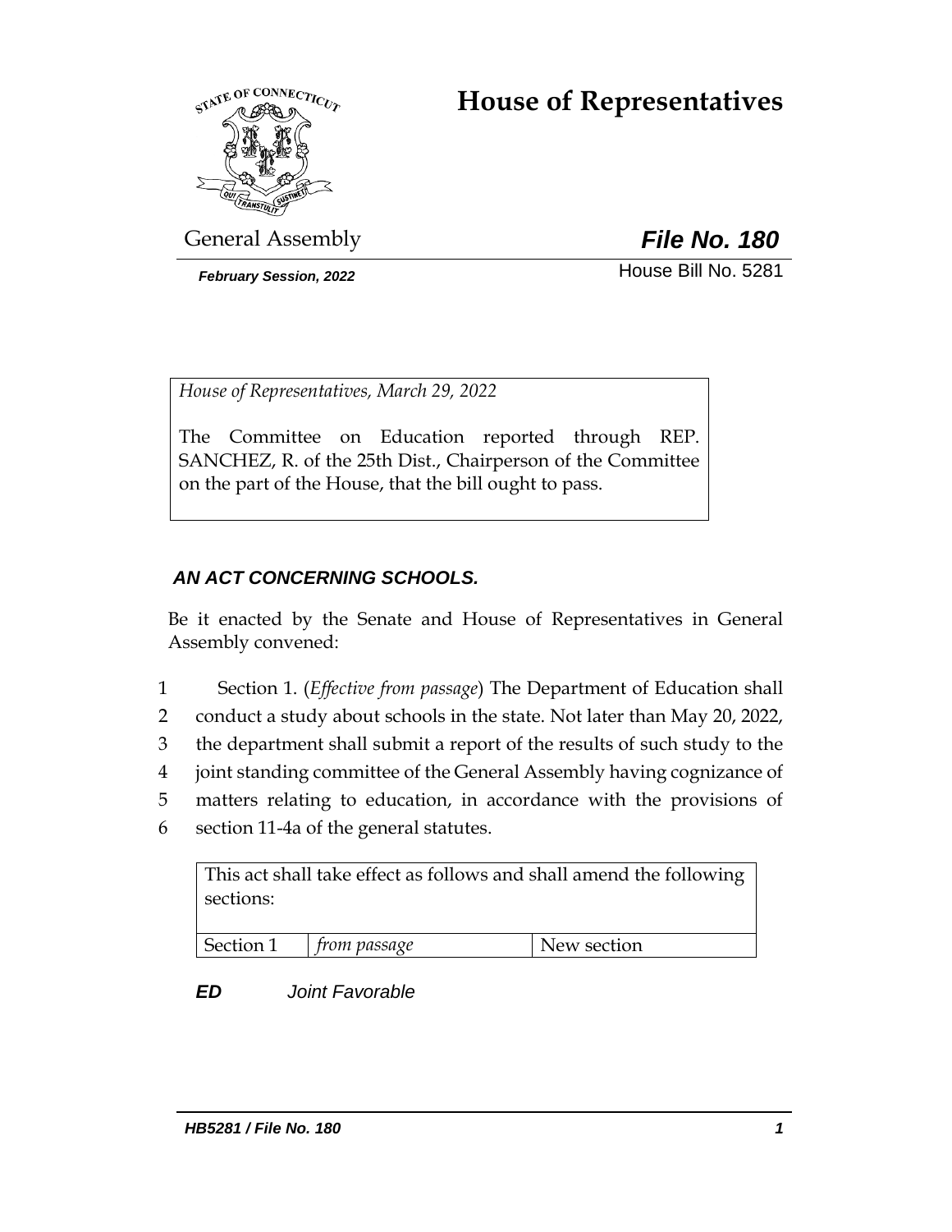# House of Representatives

General Assembly

***File No. 180***

***February Session, 2022***

House Bill No. 5281

*House of Representatives, March 29, 2022*

The Committee on Education reported through REP. SANCHEZ, R. of the 25th Dist., Chairperson of the Committee on the part of the House, that the bill ought to pass.

***AN ACT CONCERNING SCHOOLS.***

Be it enacted by the Senate and House of Representatives in General Assembly convened:

1 Section 1. (*Effective from passage*) The Department of Education shall
2 conduct a study about schools in the state. Not later than May 20, 2022,
3 the department shall submit a report of the results of such study to the
4 joint standing committee of the General Assembly having cognizance of
5 matters relating to education, in accordance with the provisions of
6 section 11-4a of the general statutes.

| This act shall take effect as follows and shall amend the following sections: | | |
|---|---|---|
| Section 1 | *from passage* | New section |

***ED*** *Joint Favorable*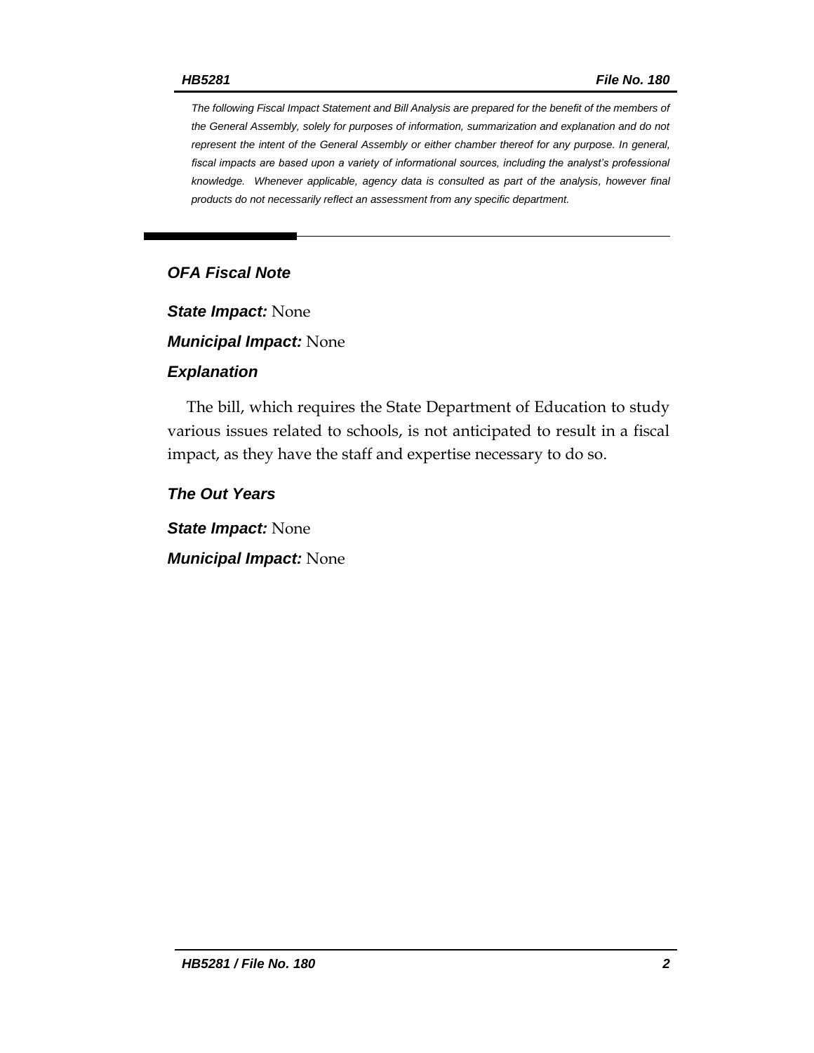*The following Fiscal Impact Statement and Bill Analysis are prepared for the benefit of the members of the General Assembly, solely for purposes of information, summarization and explanation and do not represent the intent of the General Assembly or either chamber thereof for any purpose. In general, fiscal impacts are based upon a variety of informational sources, including the analyst's professional knowledge. Whenever applicable, agency data is consulted as part of the analysis, however final products do not necessarily reflect an assessment from any specific department.*

## *OFA Fiscal Note*

***State Impact:*** None

***Municipal Impact:*** None

### *Explanation*

The bill, which requires the State Department of Education to study various issues related to schools, is not anticipated to result in a fiscal impact, as they have the staff and expertise necessary to do so.

### *The Out Years*

***State Impact:*** None

***Municipal Impact:*** None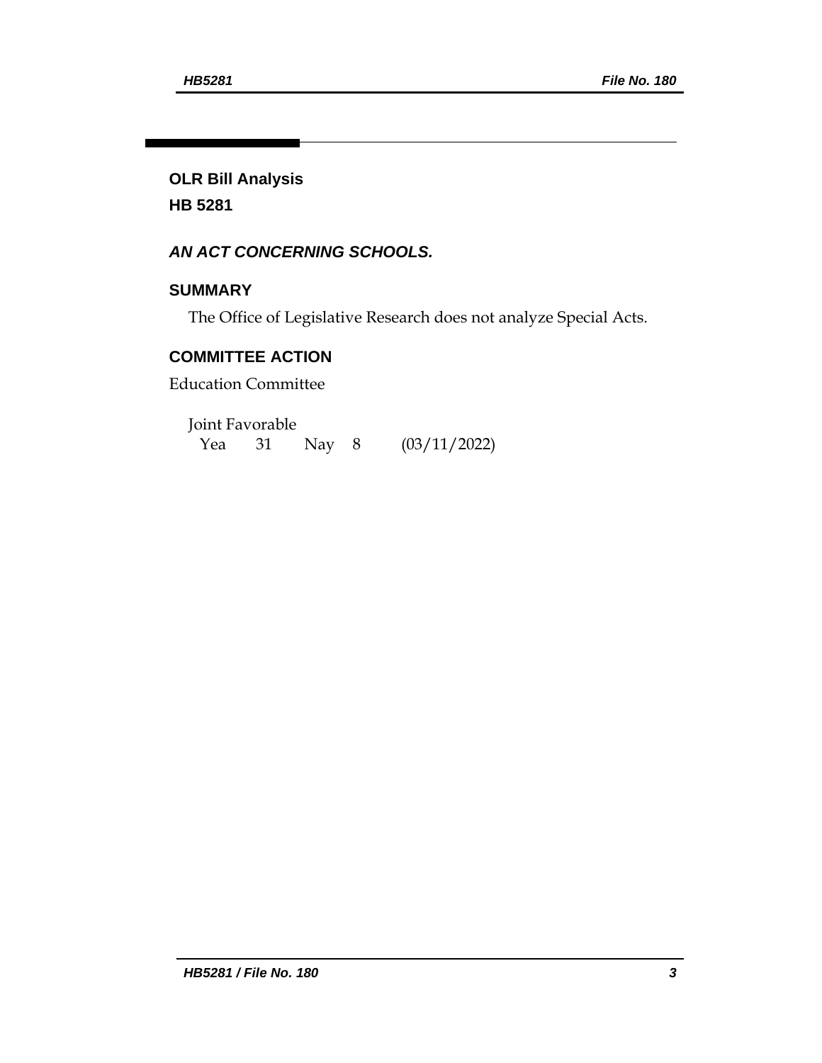## OLR Bill Analysis

## HB 5281

### *AN ACT CONCERNING SCHOOLS.*

### SUMMARY

The Office of Legislative Research does not analyze Special Acts.

### COMMITTEE ACTION

Education Committee

| | | | | |
|---|---|---|---|---|
| Joint Favorable | | | | |
| Yea | 31 | Nay | 8 | (03/11/2022) |